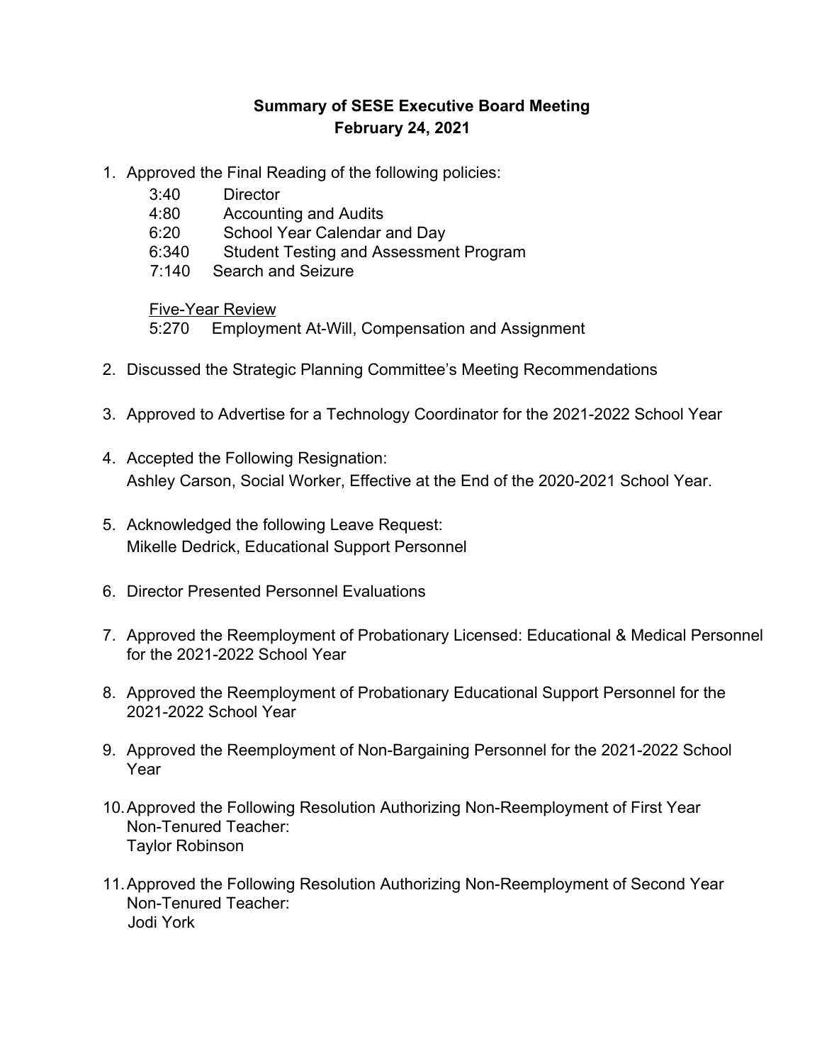# Summary of SESE Executive Board Meeting
## February 24, 2021

1. Approved the Final Reading of the following policies:

   3:40 Director
   4:80 Accounting and Audits
   6:20 School Year Calendar and Day
   6:340 Student Testing and Assessment Program
   7:140 Search and Seizure

   <u>Five-Year Review</u>
   5:270 Employment At-Will, Compensation and Assignment

2. Discussed the Strategic Planning Committee's Meeting Recommendations

3. Approved to Advertise for a Technology Coordinator for the 2021-2022 School Year

4. Accepted the Following Resignation:
   Ashley Carson, Social Worker, Effective at the End of the 2020-2021 School Year.

5. Acknowledged the following Leave Request:
   Mikelle Dedrick, Educational Support Personnel

6. Director Presented Personnel Evaluations

7. Approved the Reemployment of Probationary Licensed: Educational & Medical Personnel for the 2021-2022 School Year

8. Approved the Reemployment of Probationary Educational Support Personnel for the 2021-2022 School Year

9. Approved the Reemployment of Non-Bargaining Personnel for the 2021-2022 School Year

10. Approved the Following Resolution Authorizing Non-Reemployment of First Year Non-Tenured Teacher:
    Taylor Robinson

11. Approved the Following Resolution Authorizing Non-Reemployment of Second Year Non-Tenured Teacher:
    Jodi York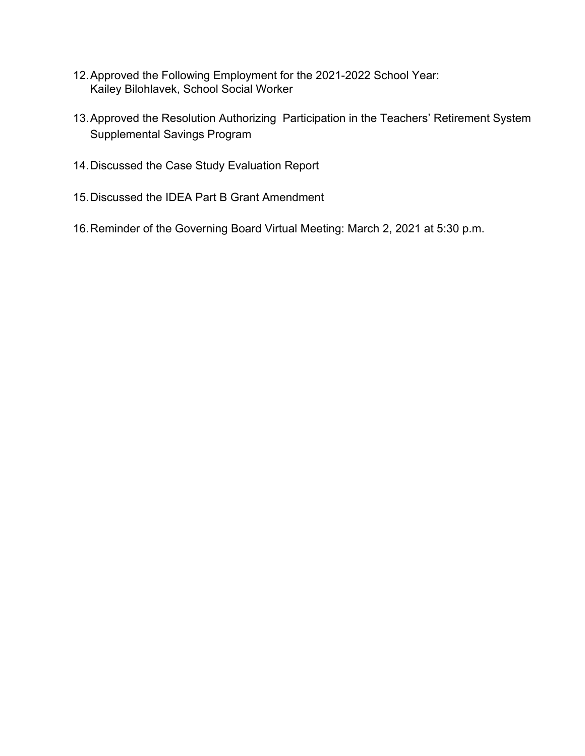12. Approved the Following Employment for the 2021-2022 School Year:
    Kailey Bilohlavek, School Social Worker

13. Approved the Resolution Authorizing  Participation in the Teachers' Retirement System Supplemental Savings Program

14. Discussed the Case Study Evaluation Report

15. Discussed the IDEA Part B Grant Amendment

16. Reminder of the Governing Board Virtual Meeting: March 2, 2021 at 5:30 p.m.